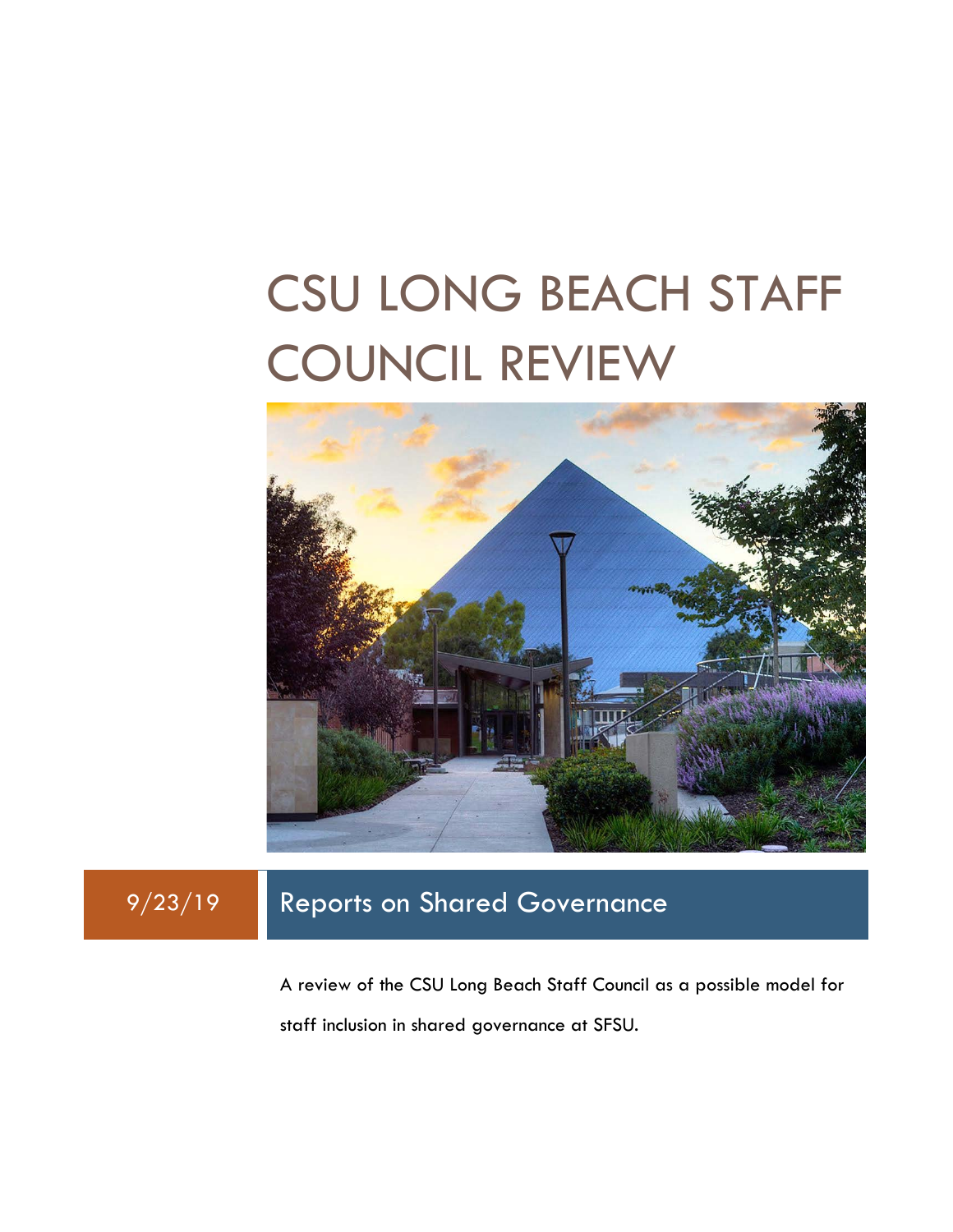# CSU LONG BEACH STAFF COUNCIL REVIEW

9/23/19

## Reports on Shared Governance

A review of the CSU Long Beach Staff Council as a possible model for staff inclusion in shared governance at SFSU.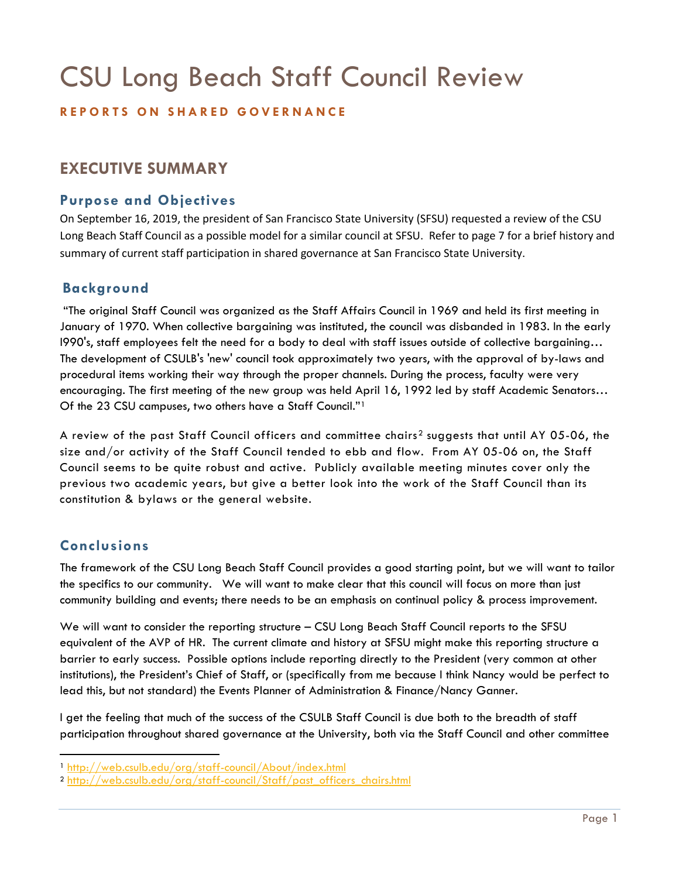# CSU Long Beach Staff Council Review

**REPORTS ON SHARED GOVERNANCE**

## EXECUTIVE SUMMARY

### Purpose and Objectives

On September 16, 2019, the president of San Francisco State University (SFSU) requested a review of the CSU Long Beach Staff Council as a possible model for a similar council at SFSU. Refer to page 7 for a brief history and summary of current staff participation in shared governance at San Francisco State University.

### Background

"The original Staff Council was organized as the Staff Affairs Council in 1969 and held its first meeting in January of 1970. When collective bargaining was instituted, the council was disbanded in 1983. In the early l990's, staff employees felt the need for a body to deal with staff issues outside of collective bargaining… The development of CSULB's 'new' council took approximately two years, with the approval of by-laws and procedural items working their way through the proper channels. During the process, faculty were very encouraging. The first meeting of the new group was held April 16, 1992 led by staff Academic Senators… Of the 23 CSU campuses, two others have a Staff Council."[1]

A review of the past Staff Council officers and committee chairs[2] suggests that until AY 05-06, the size and/or activity of the Staff Council tended to ebb and flow. From AY 05-06 on, the Staff Council seems to be quite robust and active. Publicly available meeting minutes cover only the previous two academic years, but give a better look into the work of the Staff Council than its constitution & bylaws or the general website.

### Conclusions

The framework of the CSU Long Beach Staff Council provides a good starting point, but we will want to tailor the specifics to our community. We will want to make clear that this council will focus on more than just community building and events; there needs to be an emphasis on continual policy & process improvement.

We will want to consider the reporting structure – CSU Long Beach Staff Council reports to the SFSU equivalent of the AVP of HR. The current climate and history at SFSU might make this reporting structure a barrier to early success. Possible options include reporting directly to the President (very common at other institutions), the President's Chief of Staff, or (specifically from me because I think Nancy would be perfect to lead this, but not standard) the Events Planner of Administration & Finance/Nancy Ganner.

I get the feeling that much of the success of the CSULB Staff Council is due both to the breadth of staff participation throughout shared governance at the University, both via the Staff Council and other committee

[1] http://web.csulb.edu/org/staff-council/About/index.html

[2] http://web.csulb.edu/org/staff-council/Staff/past_officers_chairs.html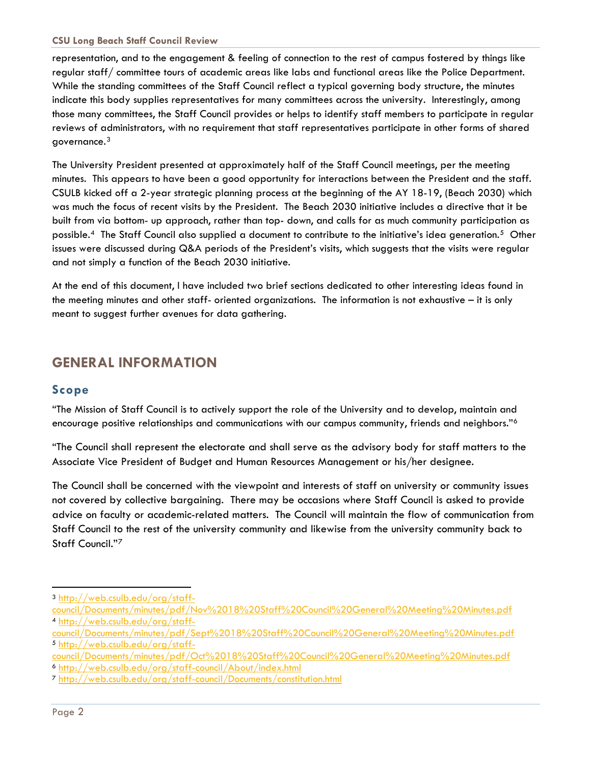representation, and to the engagement & feeling of connection to the rest of campus fostered by things like regular staff/ committee tours of academic areas like labs and functional areas like the Police Department. While the standing committees of the Staff Council reflect a typical governing body structure, the minutes indicate this body supplies representatives for many committees across the university. Interestingly, among those many committees, the Staff Council provides or helps to identify staff members to participate in regular reviews of administrators, with no requirement that staff representatives participate in other forms of shared governance.[3]

The University President presented at approximately half of the Staff Council meetings, per the meeting minutes. This appears to have been a good opportunity for interactions between the President and the staff. CSULB kicked off a 2-year strategic planning process at the beginning of the AY 18-19, (Beach 2030) which was much the focus of recent visits by the President. The Beach 2030 initiative includes a directive that it be built from via bottom- up approach, rather than top- down, and calls for as much community participation as possible.[4] The Staff Council also supplied a document to contribute to the initiative's idea generation.[5] Other issues were discussed during Q&A periods of the President's visits, which suggests that the visits were regular and not simply a function of the Beach 2030 initiative.

At the end of this document, I have included two brief sections dedicated to other interesting ideas found in the meeting minutes and other staff- oriented organizations. The information is not exhaustive – it is only meant to suggest further avenues for data gathering.

# GENERAL INFORMATION

## Scope

"The Mission of Staff Council is to actively support the role of the University and to develop, maintain and encourage positive relationships and communications with our campus community, friends and neighbors."[6]

"The Council shall represent the electorate and shall serve as the advisory body for staff matters to the Associate Vice President of Budget and Human Resources Management or his/her designee.

The Council shall be concerned with the viewpoint and interests of staff on university or community issues not covered by collective bargaining. There may be occasions where Staff Council is asked to provide advice on faculty or academic-related matters. The Council will maintain the flow of communication from Staff Council to the rest of the university community and likewise from the university community back to Staff Council."[7]

---

[3] http://web.csulb.edu/org/staff-council/Documents/minutes/pdf/Nov%2018%20Staff%20Council%20General%20Meeting%20Minutes.pdf

[4] http://web.csulb.edu/org/staff-council/Documents/minutes/pdf/Sept%2018%20Staff%20Council%20General%20Meeting%20Minutes.pdf

[5] http://web.csulb.edu/org/staff-council/Documents/minutes/pdf/Oct%2018%20Staff%20Council%20General%20Meeting%20Minutes.pdf

[6] http://web.csulb.edu/org/staff-council/About/index.html

[7] http://web.csulb.edu/org/staff-council/Documents/constitution.html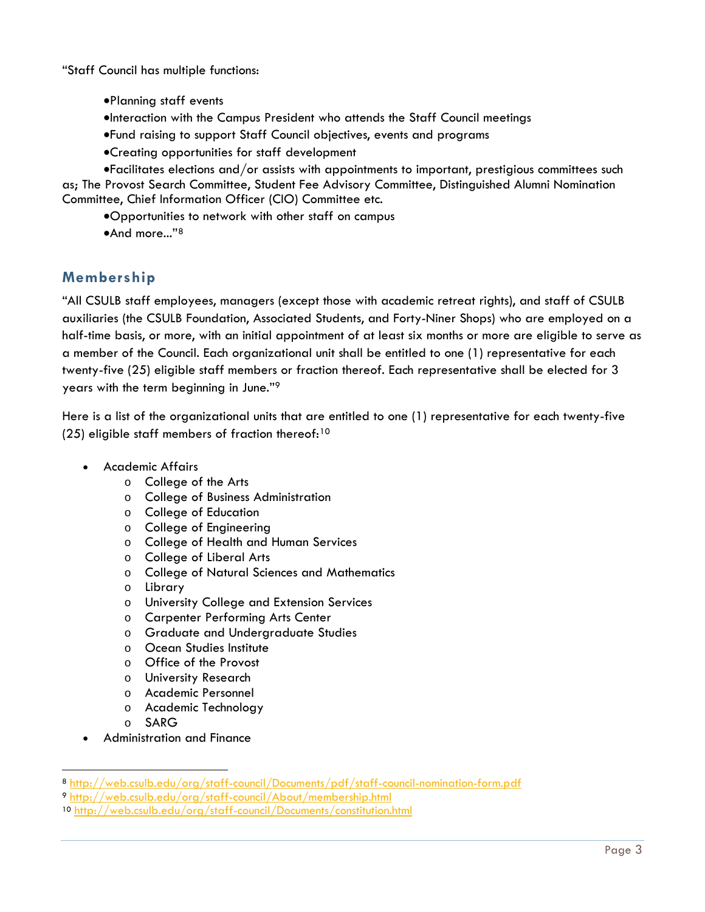"Staff Council has multiple functions:

- Planning staff events
- Interaction with the Campus President who attends the Staff Council meetings
- Fund raising to support Staff Council objectives, events and programs
- Creating opportunities for staff development
- Facilitates elections and/or assists with appointments to important, prestigious committees such as; The Provost Search Committee, Student Fee Advisory Committee, Distinguished Alumni Nomination Committee, Chief Information Officer (CIO) Committee etc.
- Opportunities to network with other staff on campus
- And more…"[8]

## Membership

"All CSULB staff employees, managers (except those with academic retreat rights), and staff of CSULB auxiliaries (the CSULB Foundation, Associated Students, and Forty-Niner Shops) who are employed on a half-time basis, or more, with an initial appointment of at least six months or more are eligible to serve as a member of the Council. Each organizational unit shall be entitled to one (1) representative for each twenty-five (25) eligible staff members or fraction thereof. Each representative shall be elected for 3 years with the term beginning in June."[9]

Here is a list of the organizational units that are entitled to one (1) representative for each twenty-five (25) eligible staff members of fraction thereof:[10]

- Academic Affairs
  - College of the Arts
  - College of Business Administration
  - College of Education
  - College of Engineering
  - College of Health and Human Services
  - College of Liberal Arts
  - College of Natural Sciences and Mathematics
  - Library
  - University College and Extension Services
  - Carpenter Performing Arts Center
  - Graduate and Undergraduate Studies
  - Ocean Studies Institute
  - Office of the Provost
  - University Research
  - Academic Personnel
  - Academic Technology
  - SARG
- Administration and Finance

---

[8] http://web.csulb.edu/org/staff-council/Documents/pdf/staff-council-nomination-form.pdf

[9] http://web.csulb.edu/org/staff-council/About/membership.html

[10] http://web.csulb.edu/org/staff-council/Documents/constitution.html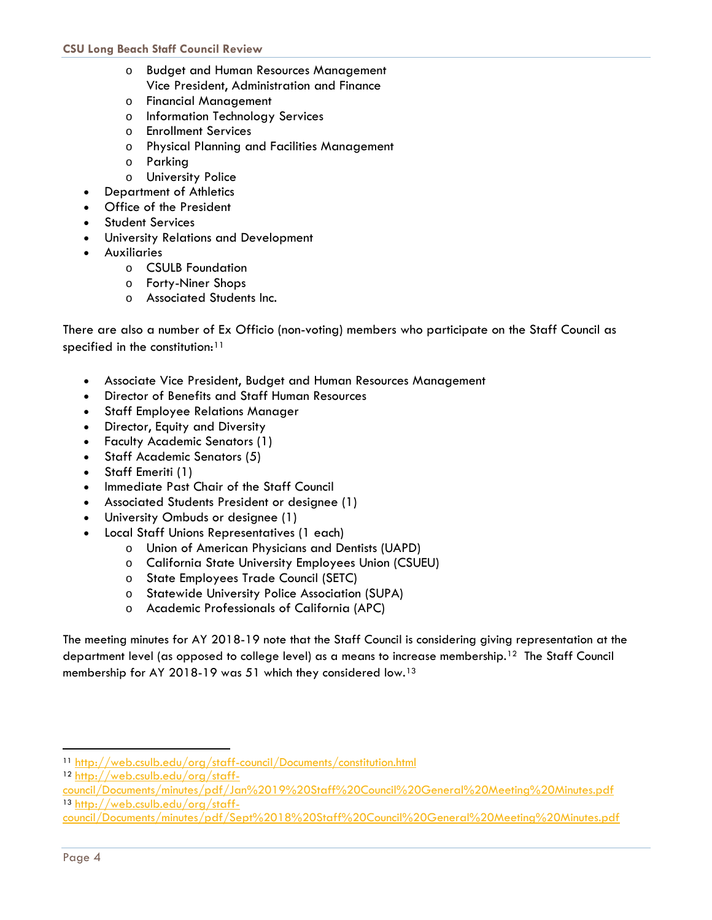- Budget and Human Resources Management
      Vice President, Administration and Finance
    - Financial Management
    - Information Technology Services
    - Enrollment Services
    - Physical Planning and Facilities Management
    - Parking
    - University Police
- Department of Athletics
- Office of the President
- Student Services
- University Relations and Development
- Auxiliaries
    - CSULB Foundation
    - Forty-Niner Shops
    - Associated Students Inc.

There are also a number of Ex Officio (non-voting) members who participate on the Staff Council as specified in the constitution:[11]

- Associate Vice President, Budget and Human Resources Management
- Director of Benefits and Staff Human Resources
- Staff Employee Relations Manager
- Director, Equity and Diversity
- Faculty Academic Senators (1)
- Staff Academic Senators (5)
- Staff Emeriti (1)
- Immediate Past Chair of the Staff Council
- Associated Students President or designee (1)
- University Ombuds or designee (1)
- Local Staff Unions Representatives (1 each)
    - Union of American Physicians and Dentists (UAPD)
    - California State University Employees Union (CSUEU)
    - State Employees Trade Council (SETC)
    - Statewide University Police Association (SUPA)
    - Academic Professionals of California (APC)

The meeting minutes for AY 2018-19 note that the Staff Council is considering giving representation at the department level (as opposed to college level) as a means to increase membership.[12] The Staff Council membership for AY 2018-19 was 51 which they considered low.[13]

---

[11] http://web.csulb.edu/org/staff-council/Documents/constitution.html

[12] http://web.csulb.edu/org/staff-council/Documents/minutes/pdf/Jan%2019%20Staff%20Council%20General%20Meeting%20Minutes.pdf

[13] http://web.csulb.edu/org/staff-council/Documents/minutes/pdf/Sept%2018%20Staff%20Council%20General%20Meeting%20Minutes.pdf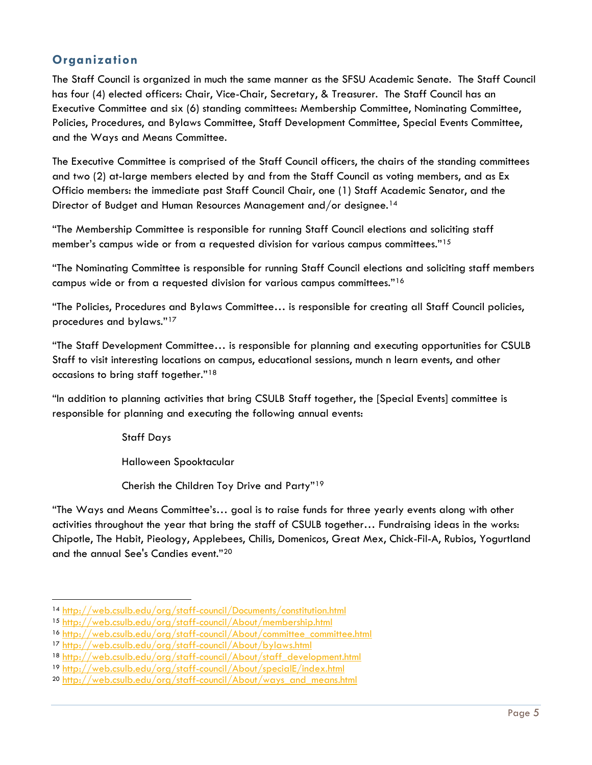## Organization

The Staff Council is organized in much the same manner as the SFSU Academic Senate. The Staff Council has four (4) elected officers: Chair, Vice-Chair, Secretary, & Treasurer. The Staff Council has an Executive Committee and six (6) standing committees: Membership Committee, Nominating Committee, Policies, Procedures, and Bylaws Committee, Staff Development Committee, Special Events Committee, and the Ways and Means Committee.

The Executive Committee is comprised of the Staff Council officers, the chairs of the standing committees and two (2) at-large members elected by and from the Staff Council as voting members, and as Ex Officio members: the immediate past Staff Council Chair, one (1) Staff Academic Senator, and the Director of Budget and Human Resources Management and/or designee.[14]

"The Membership Committee is responsible for running Staff Council elections and soliciting staff member's campus wide or from a requested division for various campus committees."[15]

"The Nominating Committee is responsible for running Staff Council elections and soliciting staff members campus wide or from a requested division for various campus committees."[16]

"The Policies, Procedures and Bylaws Committee… is responsible for creating all Staff Council policies, procedures and bylaws."[17]

"The Staff Development Committee… is responsible for planning and executing opportunities for CSULB Staff to visit interesting locations on campus, educational sessions, munch n learn events, and other occasions to bring staff together."[18]

"In addition to planning activities that bring CSULB Staff together, the [Special Events] committee is responsible for planning and executing the following annual events:

Staff Days

Halloween Spooktacular

Cherish the Children Toy Drive and Party"[19]

"The Ways and Means Committee's… goal is to raise funds for three yearly events along with other activities throughout the year that bring the staff of CSULB together… Fundraising ideas in the works: Chipotle, The Habit, Pieology, Applebees, Chilis, Domenicos, Great Mex, Chick-Fil-A, Rubios, Yogurtland and the annual See's Candies event."[20]

---

[14] http://web.csulb.edu/org/staff-council/Documents/constitution.html
[15] http://web.csulb.edu/org/staff-council/About/membership.html
[16] http://web.csulb.edu/org/staff-council/About/committee_committee.html
[17] http://web.csulb.edu/org/staff-council/About/bylaws.html
[18] http://web.csulb.edu/org/staff-council/About/staff_development.html
[19] http://web.csulb.edu/org/staff-council/About/specialE/index.html
[20] http://web.csulb.edu/org/staff-council/About/ways_and_means.html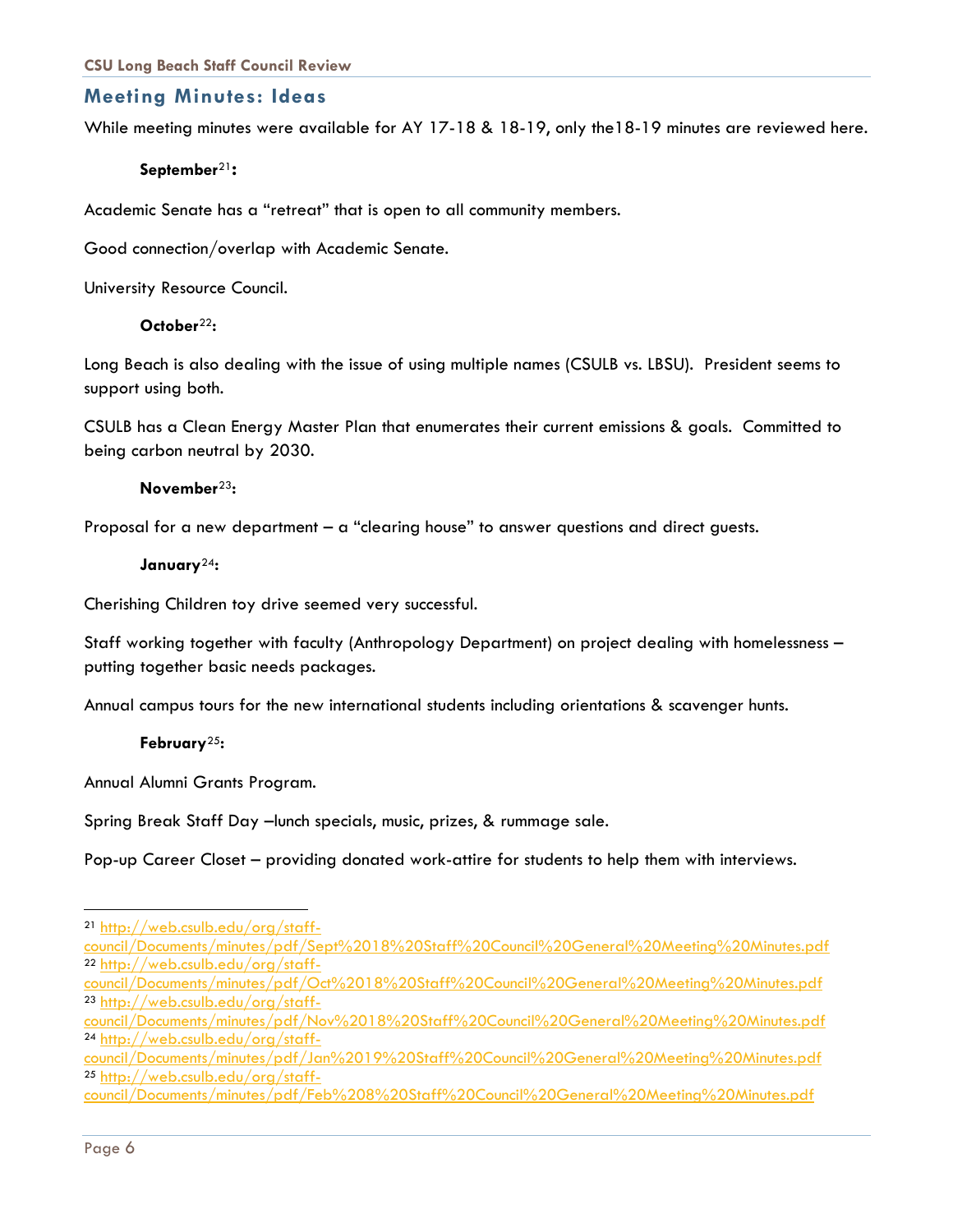## Meeting Minutes: Ideas

While meeting minutes were available for AY 17-18 & 18-19, only the18-19 minutes are reviewed here.

**September**[21]**:**

Academic Senate has a "retreat" that is open to all community members.

Good connection/overlap with Academic Senate.

University Resource Council.

**October**[22]**:**

Long Beach is also dealing with the issue of using multiple names (CSULB vs. LBSU). President seems to support using both.

CSULB has a Clean Energy Master Plan that enumerates their current emissions & goals. Committed to being carbon neutral by 2030.

**November**[23]**:**

Proposal for a new department – a "clearing house" to answer questions and direct guests.

**January**[24]**:**

Cherishing Children toy drive seemed very successful.

Staff working together with faculty (Anthropology Department) on project dealing with homelessness – putting together basic needs packages.

Annual campus tours for the new international students including orientations & scavenger hunts.

**February**[25]**:**

Annual Alumni Grants Program.

Spring Break Staff Day –lunch specials, music, prizes, & rummage sale.

Pop-up Career Closet – providing donated work-attire for students to help them with interviews.

---

[21] http://web.csulb.edu/org/staff-council/Documents/minutes/pdf/Sept%2018%20Staff%20Council%20General%20Meeting%20Minutes.pdf

[22] http://web.csulb.edu/org/staff-council/Documents/minutes/pdf/Oct%2018%20Staff%20Council%20General%20Meeting%20Minutes.pdf

[23] http://web.csulb.edu/org/staff-council/Documents/minutes/pdf/Nov%2018%20Staff%20Council%20General%20Meeting%20Minutes.pdf

[24] http://web.csulb.edu/org/staff-council/Documents/minutes/pdf/Jan%2019%20Staff%20Council%20General%20Meeting%20Minutes.pdf

[25] http://web.csulb.edu/org/staff-council/Documents/minutes/pdf/Feb%208%20Staff%20Council%20General%20Meeting%20Minutes.pdf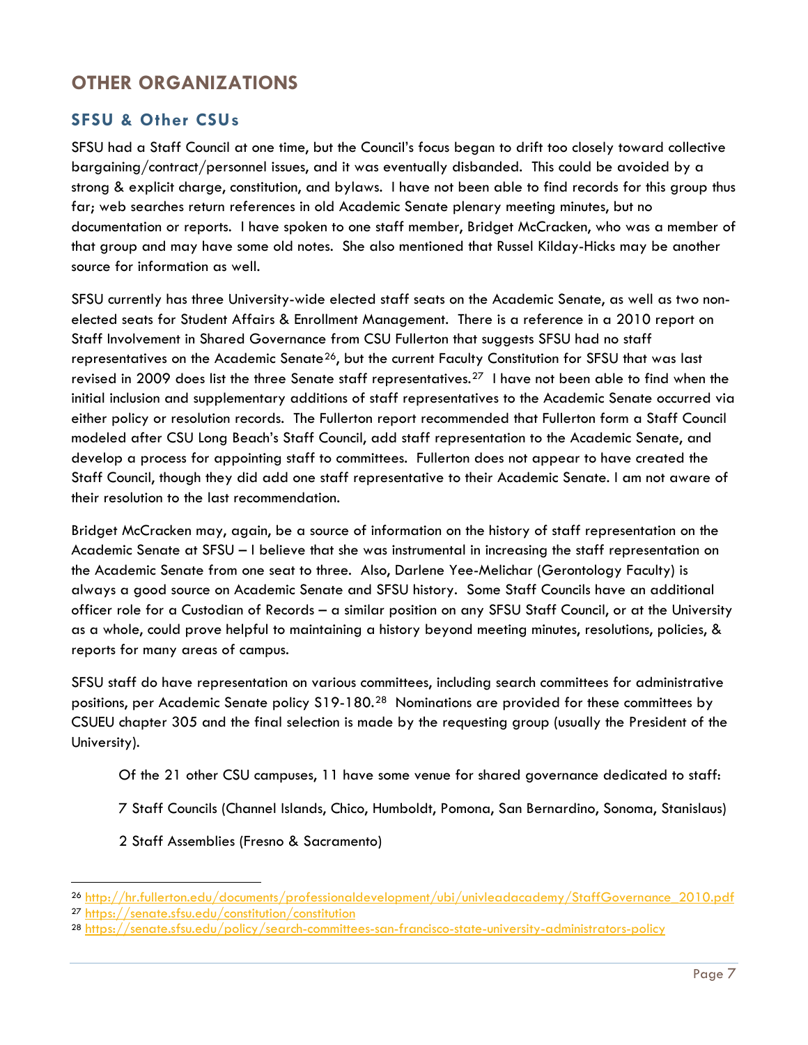## OTHER ORGANIZATIONS

### SFSU & Other CSUs

SFSU had a Staff Council at one time, but the Council's focus began to drift too closely toward collective bargaining/contract/personnel issues, and it was eventually disbanded. This could be avoided by a strong & explicit charge, constitution, and bylaws. I have not been able to find records for this group thus far; web searches return references in old Academic Senate plenary meeting minutes, but no documentation or reports. I have spoken to one staff member, Bridget McCracken, who was a member of that group and may have some old notes. She also mentioned that Russel Kilday-Hicks may be another source for information as well.

SFSU currently has three University-wide elected staff seats on the Academic Senate, as well as two non-elected seats for Student Affairs & Enrollment Management. There is a reference in a 2010 report on Staff Involvement in Shared Governance from CSU Fullerton that suggests SFSU had no staff representatives on the Academic Senate[26], but the current Faculty Constitution for SFSU that was last revised in 2009 does list the three Senate staff representatives.[27] I have not been able to find when the initial inclusion and supplementary additions of staff representatives to the Academic Senate occurred via either policy or resolution records. The Fullerton report recommended that Fullerton form a Staff Council modeled after CSU Long Beach's Staff Council, add staff representation to the Academic Senate, and develop a process for appointing staff to committees. Fullerton does not appear to have created the Staff Council, though they did add one staff representative to their Academic Senate. I am not aware of their resolution to the last recommendation.

Bridget McCracken may, again, be a source of information on the history of staff representation on the Academic Senate at SFSU – I believe that she was instrumental in increasing the staff representation on the Academic Senate from one seat to three. Also, Darlene Yee-Melichar (Gerontology Faculty) is always a good source on Academic Senate and SFSU history. Some Staff Councils have an additional officer role for a Custodian of Records – a similar position on any SFSU Staff Council, or at the University as a whole, could prove helpful to maintaining a history beyond meeting minutes, resolutions, policies, & reports for many areas of campus.

SFSU staff do have representation on various committees, including search committees for administrative positions, per Academic Senate policy S19-180.[28] Nominations are provided for these committees by CSUEU chapter 305 and the final selection is made by the requesting group (usually the President of the University).

Of the 21 other CSU campuses, 11 have some venue for shared governance dedicated to staff:

7 Staff Councils (Channel Islands, Chico, Humboldt, Pomona, San Bernardino, Sonoma, Stanislaus)

2 Staff Assemblies (Fresno & Sacramento)

---

[26] http://hr.fullerton.edu/documents/professionaldevelopment/ubi/univleadacademy/StaffGovernance_2010.pdf

[27] https://senate.sfsu.edu/constitution/constitution

[28] https://senate.sfsu.edu/policy/search-committees-san-francisco-state-university-administrators-policy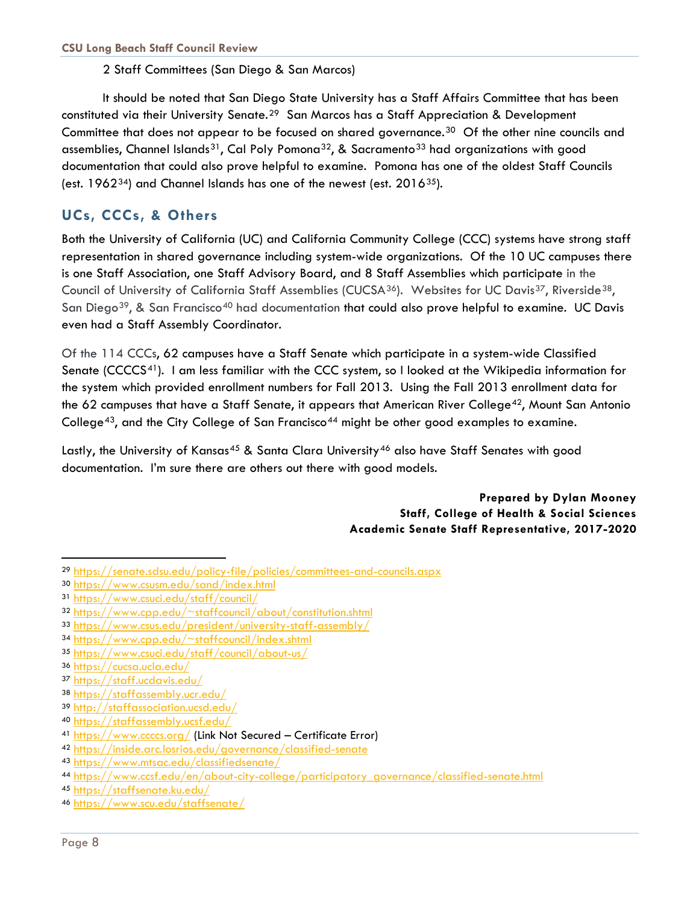2 Staff Committees (San Diego & San Marcos)

It should be noted that San Diego State University has a Staff Affairs Committee that has been constituted via their University Senate.[29] San Marcos has a Staff Appreciation & Development Committee that does not appear to be focused on shared governance.[30] Of the other nine councils and assemblies, Channel Islands[31], Cal Poly Pomona[32], & Sacramento[33] had organizations with good documentation that could also prove helpful to examine. Pomona has one of the oldest Staff Councils (est. 1962[34]) and Channel Islands has one of the newest (est. 2016[35]).

## UCs, CCCs, & Others

Both the University of California (UC) and California Community College (CCC) systems have strong staff representation in shared governance including system-wide organizations. Of the 10 UC campuses there is one Staff Association, one Staff Advisory Board, and 8 Staff Assemblies which participate in the Council of University of California Staff Assemblies (CUCSA[36]). Websites for UC Davis[37], Riverside[38], San Diego[39], & San Francisco[40] had documentation that could also prove helpful to examine. UC Davis even had a Staff Assembly Coordinator.

Of the 114 CCCs, 62 campuses have a Staff Senate which participate in a system-wide Classified Senate (CCCCS[41]). I am less familiar with the CCC system, so I looked at the Wikipedia information for the system which provided enrollment numbers for Fall 2013. Using the Fall 2013 enrollment data for the 62 campuses that have a Staff Senate, it appears that American River College[42], Mount San Antonio College[43], and the City College of San Francisco[44] might be other good examples to examine.

Lastly, the University of Kansas[45] & Santa Clara University[46] also have Staff Senates with good documentation. I'm sure there are others out there with good models.

**Prepared by Dylan Mooney**
**Staff, College of Health & Social Sciences**
**Academic Senate Staff Representative, 2017-2020**

---

[29] https://senate.sdsu.edu/policy-file/policies/committees-and-councils.aspx
[30] https://www.csusm.edu/sand/index.html
[31] https://www.csuci.edu/staff/council/
[32] https://www.cpp.edu/~staffcouncil/about/constitution.shtml
[33] https://www.csus.edu/president/university-staff-assembly/
[34] https://www.cpp.edu/~staffcouncil/index.shtml
[35] https://www.csuci.edu/staff/council/about-us/
[36] https://cucsa.ucla.edu/
[37] https://staff.ucdavis.edu/
[38] https://staffassembly.ucr.edu/
[39] http://staffassociation.ucsd.edu/
[40] https://staffassembly.ucsf.edu/
[41] https://www.ccccs.org/ (Link Not Secured – Certificate Error)
[42] https://inside.arc.losrios.edu/governance/classified-senate
[43] https://www.mtsac.edu/classifiedsenate/
[44] https://www.ccsf.edu/en/about-city-college/participatory_governance/classified-senate.html
[45] https://staffsenate.ku.edu/
[46] https://www.scu.edu/staffsenate/